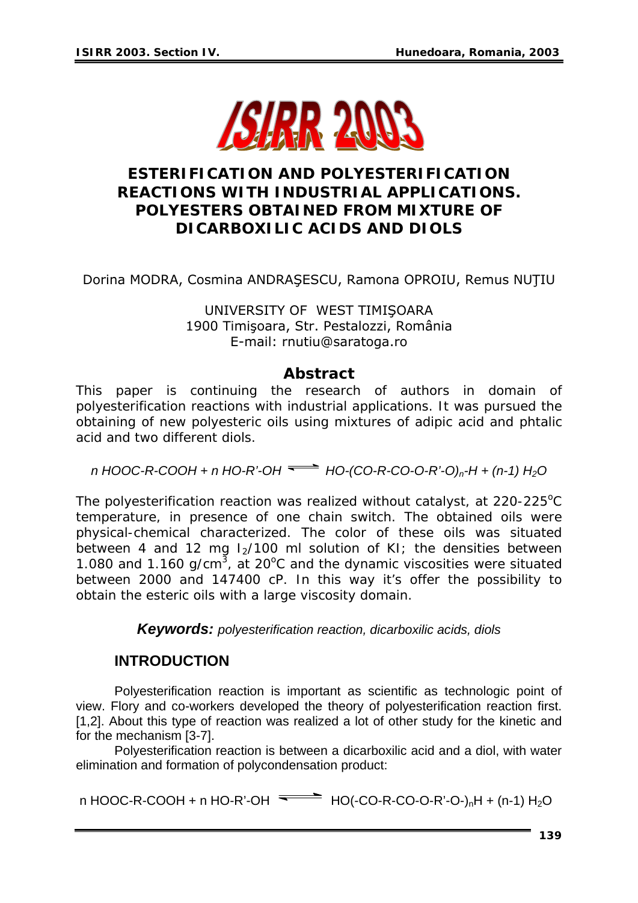# ESTERIFICATION AND POLYESTERIFICATION REACTIONS WITH INDUSTRIAL APPLICATIONS. POLYESTERS OBTAINED FROM MIXTURE OF DICARBOXILIC ACIDS AND DIOLS

Dorina MODRA, Cosmina ANDRAŞESCU, Ramona OPROIU, Remus NUŢIU

UNIVERSITY OF WEST TIMIŞOARA
1900 Timişoara, Str. Pestalozzi, România
E-mail: rnutiu@saratoga.ro

## Abstract

This paper is continuing the research of authors in domain of polyesterification reactions with industrial applications. It was pursued the obtaining of new polyesteric oils using mixtures of adipic acid and phtalic acid and two different diols.

$$n\ HOOC\text{-}R\text{-}COOH + n\ HO\text{-}R'\text{-}OH \rightleftharpoons HO\text{-}(CO\text{-}R\text{-}CO\text{-}O\text{-}R'\text{-}O)_n\text{-}H + (n\text{-}1)\ H_2O$$

The polyesterification reaction was realized without catalyst, at 220-225°C temperature, in presence of one chain switch. The obtained oils were physical-chemical characterized. The color of these oils was situated between 4 and 12 mg $I_2$/100 ml solution of KI; the densities between 1.080 and 1.160 g/cm$^3$, at 20°C and the dynamic viscosities were situated between 2000 and 147400 cP. In this way it's offer the possibility to obtain the esteric oils with a large viscosity domain.

***Keywords:*** *polyesterification reaction, dicarboxilic acids, diols*

## INTRODUCTION

Polyesterification reaction is important as scientific as technologic point of view. Flory and co-workers developed the theory of polyesterification reaction first. [1,2]. About this type of reaction was realized a lot of other study for the kinetic and for the mechanism [3-7].

Polyesterification reaction is between a dicarboxilic acid and a diol, with water elimination and formation of polycondensation product:

$$n\ HOOC\text{-}R\text{-}COOH + n\ HO\text{-}R'\text{-}OH \rightleftharpoons HO(\text{-}CO\text{-}R\text{-}CO\text{-}O\text{-}R'\text{-}O\text{-})_nH + (n\text{-}1)\ H_2O$$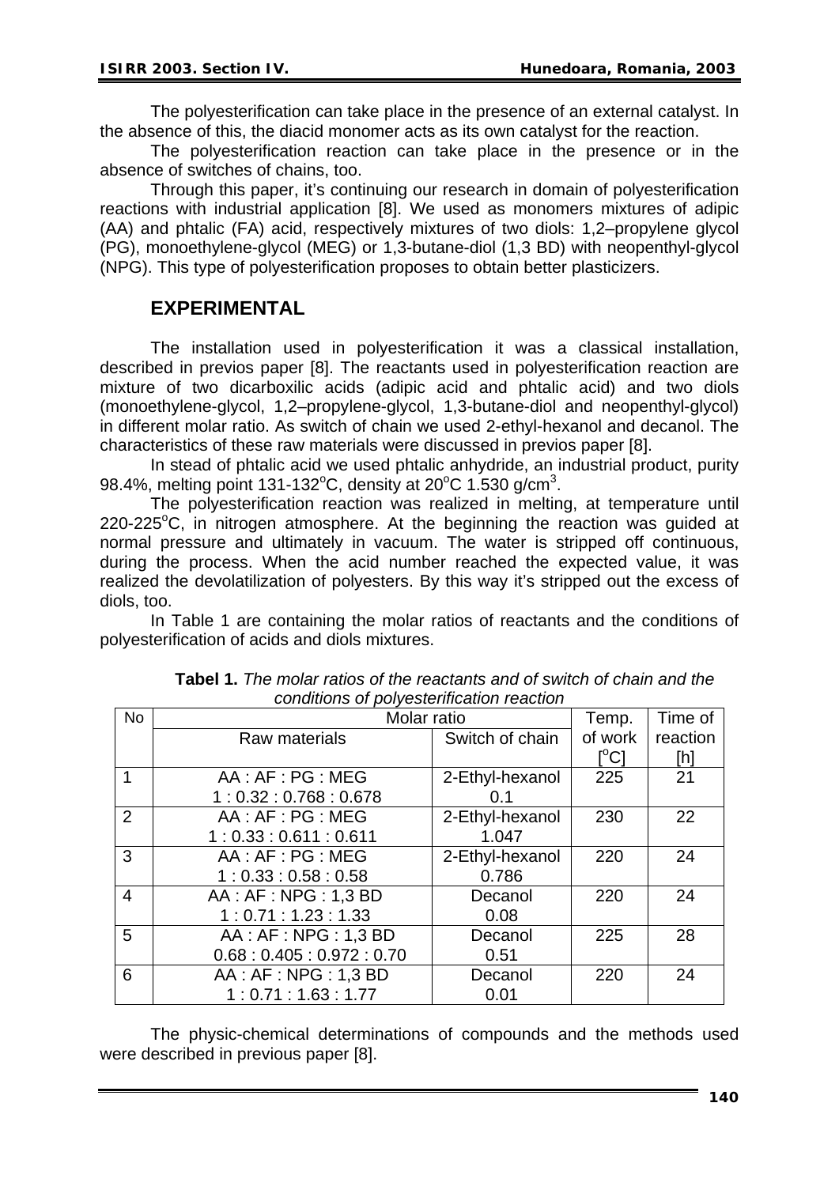The polyesterification can take place in the presence of an external catalyst. In the absence of this, the diacid monomer acts as its own catalyst for the reaction.

The polyesterification reaction can take place in the presence or in the absence of switches of chains, too.

Through this paper, it's continuing our research in domain of polyesterification reactions with industrial application [8]. We used as monomers mixtures of adipic (AA) and phtalic (FA) acid, respectively mixtures of two diols: 1,2–propylene glycol (PG), monoethylene-glycol (MEG) or 1,3-butane-diol (1,3 BD) with neopenthyl-glycol (NPG). This type of polyesterification proposes to obtain better plasticizers.

## EXPERIMENTAL

The installation used in polyesterification it was a classical installation, described in previos paper [8]. The reactants used in polyesterification reaction are mixture of two dicarboxilic acids (adipic acid and phtalic acid) and two diols (monoethylene-glycol, 1,2–propylene-glycol, 1,3-butane-diol and neopenthyl-glycol) in different molar ratio. As switch of chain we used 2-ethyl-hexanol and decanol. The characteristics of these raw materials were discussed in previos paper [8].

In stead of phtalic acid we used phtalic anhydride, an industrial product, purity 98.4%, melting point 131-132$^{o}$C, density at 20$^{o}$C 1.530 g/cm$^{3}$.

The polyesterification reaction was realized in melting, at temperature until 220-225$^{o}$C, in nitrogen atmosphere. At the beginning the reaction was guided at normal pressure and ultimately in vacuum. The water is stripped off continuous, during the process. When the acid number reached the expected value, it was realized the devolatilization of polyesters. By this way it's stripped out the excess of diols, too.

In Table 1 are containing the molar ratios of reactants and the conditions of polyesterification of acids and diols mixtures.

**Tabel 1.** *The molar ratios of the reactants and of switch of chain and the conditions of polyesterification reaction*

| No | Molar ratio | | Temp. of work [$^{o}$C] | Time of reaction [h] |
|---|---|---|---|---|
| | Raw materials | Switch of chain | | |
| 1 | AA : AF : PG : MEG<br>1 : 0.32 : 0.768 : 0.678 | 2-Ethyl-hexanol<br>0.1 | 225 | 21 |
| 2 | AA : AF : PG : MEG<br>1 : 0.33 : 0.611 : 0.611 | 2-Ethyl-hexanol<br>1.047 | 230 | 22 |
| 3 | AA : AF : PG : MEG<br>1 : 0.33 : 0.58 : 0.58 | 2-Ethyl-hexanol<br>0.786 | 220 | 24 |
| 4 | AA : AF : NPG : 1,3 BD<br>1 : 0.71 : 1.23 : 1.33 | Decanol<br>0.08 | 220 | 24 |
| 5 | AA : AF : NPG : 1,3 BD<br>0.68 : 0.405 : 0.972 : 0.70 | Decanol<br>0.51 | 225 | 28 |
| 6 | AA : AF : NPG : 1,3 BD<br>1 : 0.71 : 1.63 : 1.77 | Decanol<br>0.01 | 220 | 24 |

The physic-chemical determinations of compounds and the methods used were described in previous paper [8].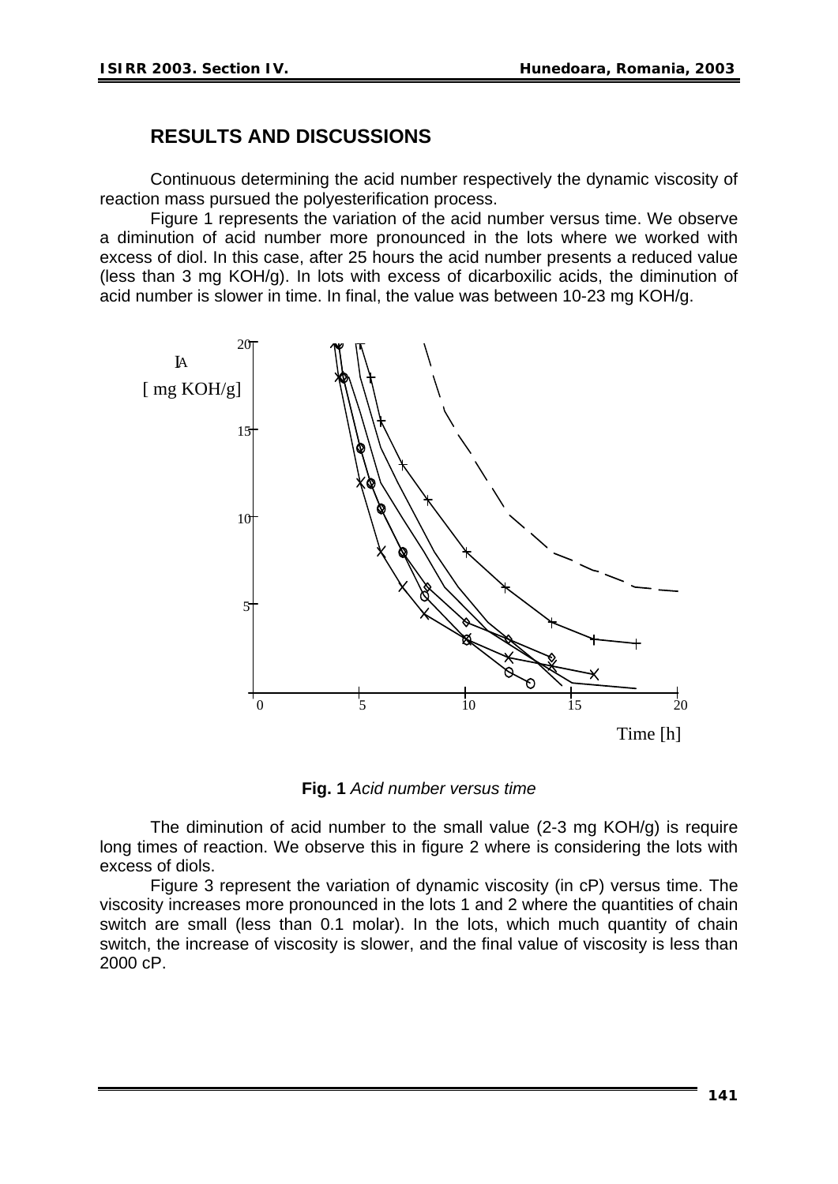## RESULTS AND DISCUSSIONS

Continuous determining the acid number respectively the dynamic viscosity of reaction mass pursued the polyesterification process.

Figure 1 represents the variation of the acid number versus time. We observe a diminution of acid number more pronounced in the lots where we worked with excess of diol. In this case, after 25 hours the acid number presents a reduced value (less than 3 mg KOH/g). In lots with excess of dicarboxilic acids, the diminution of acid number is slower in time. In final, the value was between 10-23 mg KOH/g.

**Fig. 1** *Acid number versus time*

The diminution of acid number to the small value (2-3 mg KOH/g) is require long times of reaction. We observe this in figure 2 where is considering the lots with excess of diols.

Figure 3 represent the variation of dynamic viscosity (in cP) versus time. The viscosity increases more pronounced in the lots 1 and 2 where the quantities of chain switch are small (less than 0.1 molar). In the lots, which much quantity of chain switch, the increase of viscosity is slower, and the final value of viscosity is less than 2000 cP.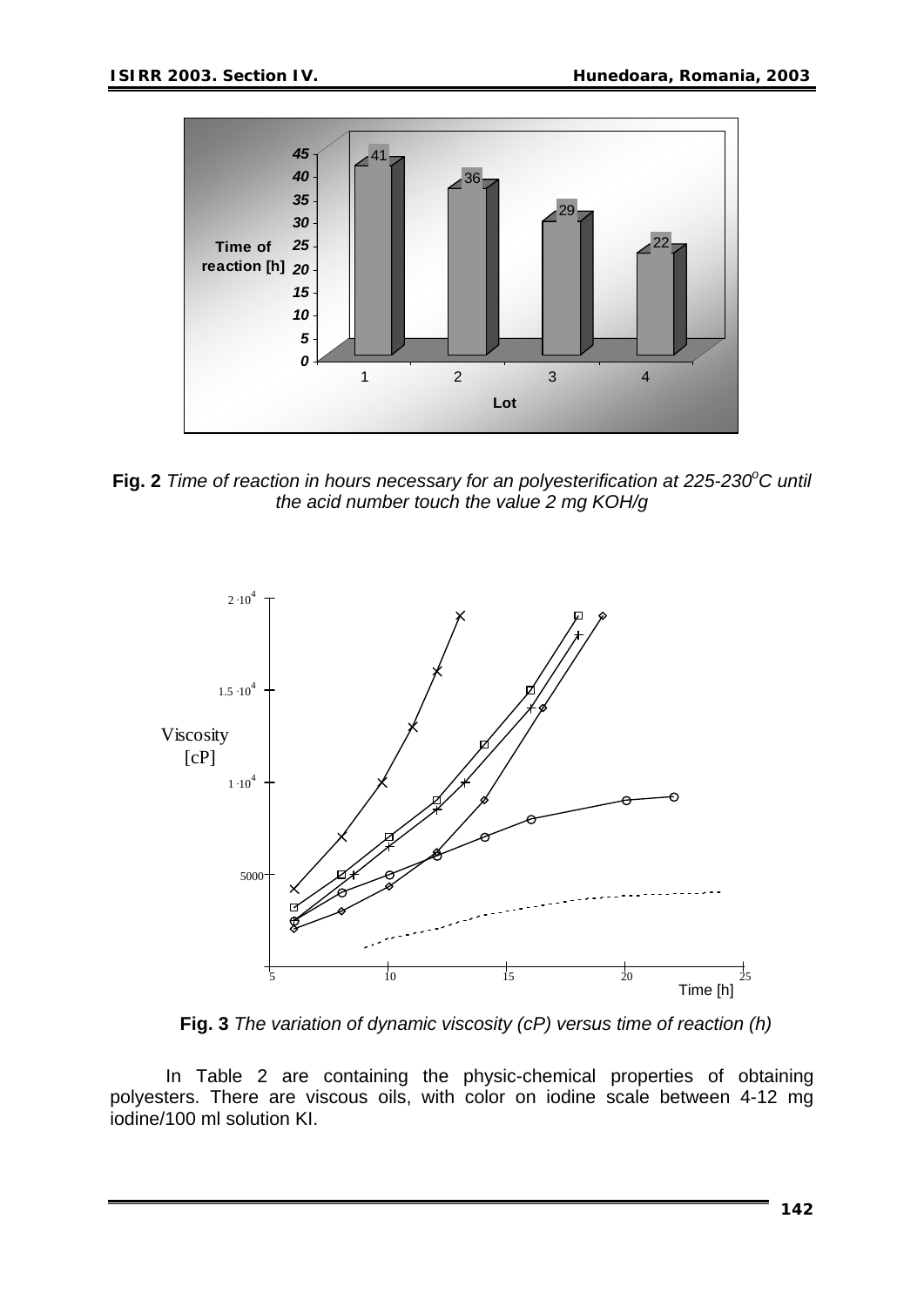**Fig. 2** *Time of reaction in hours necessary for an polyesterification at 225-230$^oC$ until the acid number touch the value 2 mg KOH/g*

**Fig. 3** *The variation of dynamic viscosity (cP) versus time of reaction (h)*

In Table 2 are containing the physic-chemical properties of obtaining polyesters. There are viscous oils, with color on iodine scale between 4-12 mg iodine/100 ml solution KI.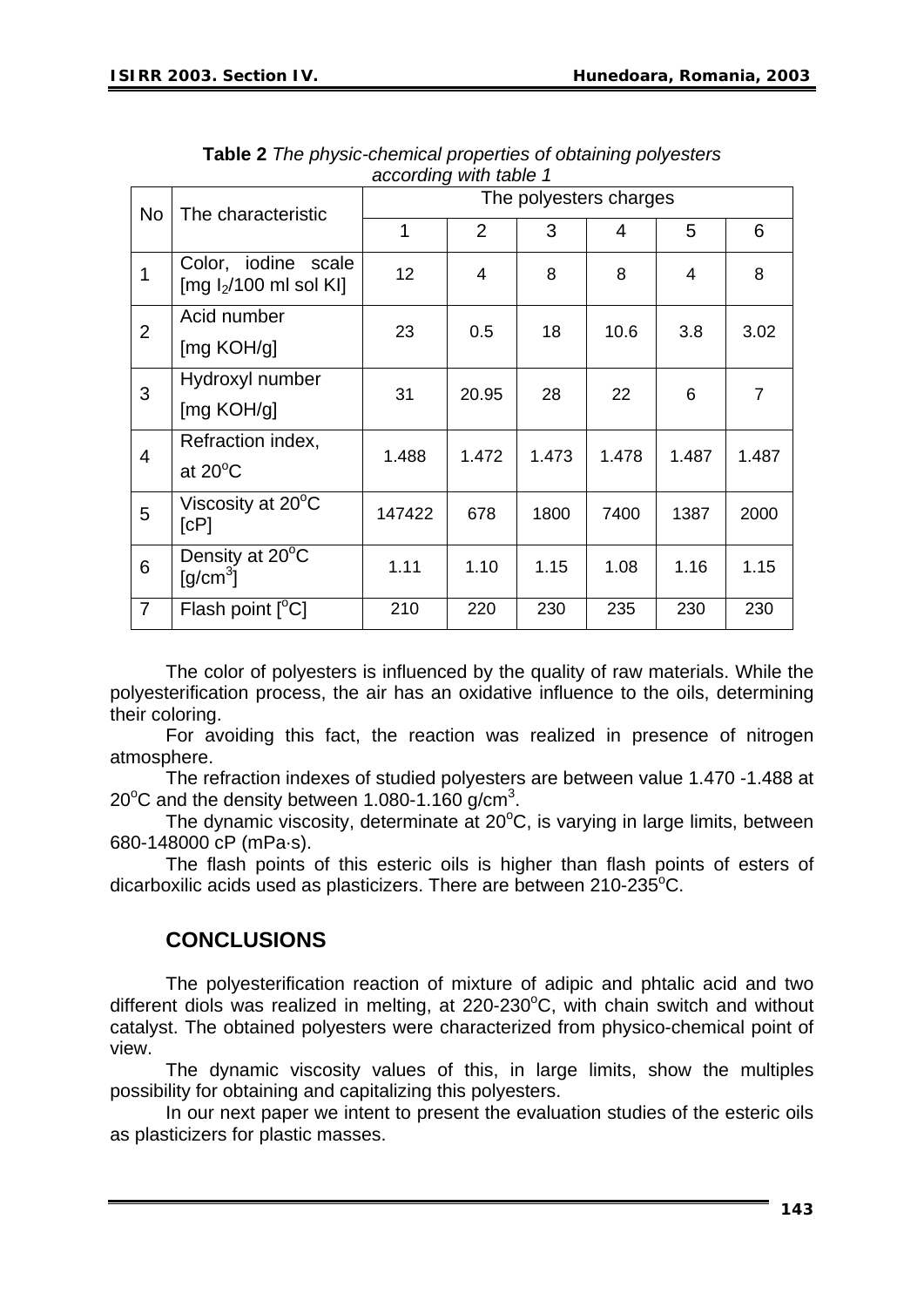**Table 2** *The physic-chemical properties of obtaining polyesters according with table 1*

| No | The characteristic | The polyesters charges | | | | | |
|---|---|---|---|---|---|---|---|
| | | 1 | 2 | 3 | 4 | 5 | 6 |
| 1 | Color, iodine scale [mg $I_2$/100 ml sol KI] | 12 | 4 | 8 | 8 | 4 | 8 |
| 2 | Acid number [mg KOH/g] | 23 | 0.5 | 18 | 10.6 | 3.8 | 3.02 |
| 3 | Hydroxyl number [mg KOH/g] | 31 | 20.95 | 28 | 22 | 6 | 7 |
| 4 | Refraction index, at 20$^o$C | 1.488 | 1.472 | 1.473 | 1.478 | 1.487 | 1.487 |
| 5 | Viscosity at 20$^o$C [cP] | 147422 | 678 | 1800 | 7400 | 1387 | 2000 |
| 6 | Density at 20$^o$C [g/cm$^3$] | 1.11 | 1.10 | 1.15 | 1.08 | 1.16 | 1.15 |
| 7 | Flash point [$^o$C] | 210 | 220 | 230 | 235 | 230 | 230 |

The color of polyesters is influenced by the quality of raw materials. While the polyesterification process, the air has an oxidative influence to the oils, determining their coloring.

For avoiding this fact, the reaction was realized in presence of nitrogen atmosphere.

The refraction indexes of studied polyesters are between value 1.470 -1.488 at 20$^o$C and the density between 1.080-1.160 g/cm$^3$.

The dynamic viscosity, determinate at 20$^o$C, is varying in large limits, between 680-148000 cP (mPa·s).

The flash points of this esteric oils is higher than flash points of esters of dicarboxilic acids used as plasticizers. There are between 210-235$^o$C.

## CONCLUSIONS

The polyesterification reaction of mixture of adipic and phtalic acid and two different diols was realized in melting, at 220-230$^o$C, with chain switch and without catalyst. The obtained polyesters were characterized from physico-chemical point of view.

The dynamic viscosity values of this, in large limits, show the multiples possibility for obtaining and capitalizing this polyesters.

In our next paper we intent to present the evaluation studies of the esteric oils as plasticizers for plastic masses.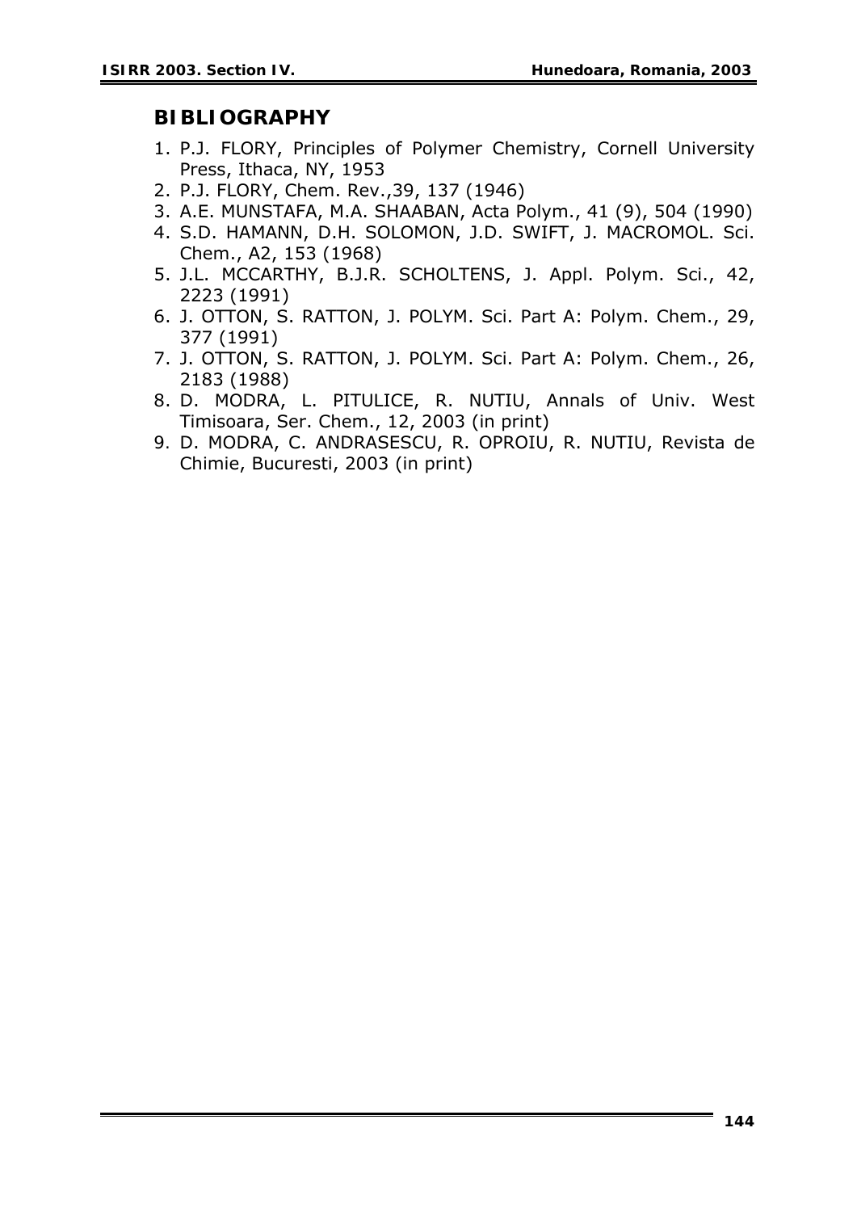## BIBLIOGRAPHY

1. P.J. FLORY, Principles of Polymer Chemistry, Cornell University Press, Ithaca, NY, 1953
2. P.J. FLORY, Chem. Rev.,39, 137 (1946)
3. A.E. MUNSTAFA, M.A. SHAABAN, Acta Polym., 41 (9), 504 (1990)
4. S.D. HAMANN, D.H. SOLOMON, J.D. SWIFT, J. MACROMOL. Sci. Chem., A2, 153 (1968)
5. J.L. MCCARTHY, B.J.R. SCHOLTENS, J. Appl. Polym. Sci., 42, 2223 (1991)
6. J. OTTON, S. RATTON, J. POLYM. Sci. Part A: Polym. Chem., 29, 377 (1991)
7. J. OTTON, S. RATTON, J. POLYM. Sci. Part A: Polym. Chem., 26, 2183 (1988)
8. D. MODRA, L. PITULICE, R. NUTIU, Annals of Univ. West Timisoara, Ser. Chem., 12, 2003 (in print)
9. D. MODRA, C. ANDRASESCU, R. OPROIU, R. NUTIU, Revista de Chimie, Bucuresti, 2003 (in print)